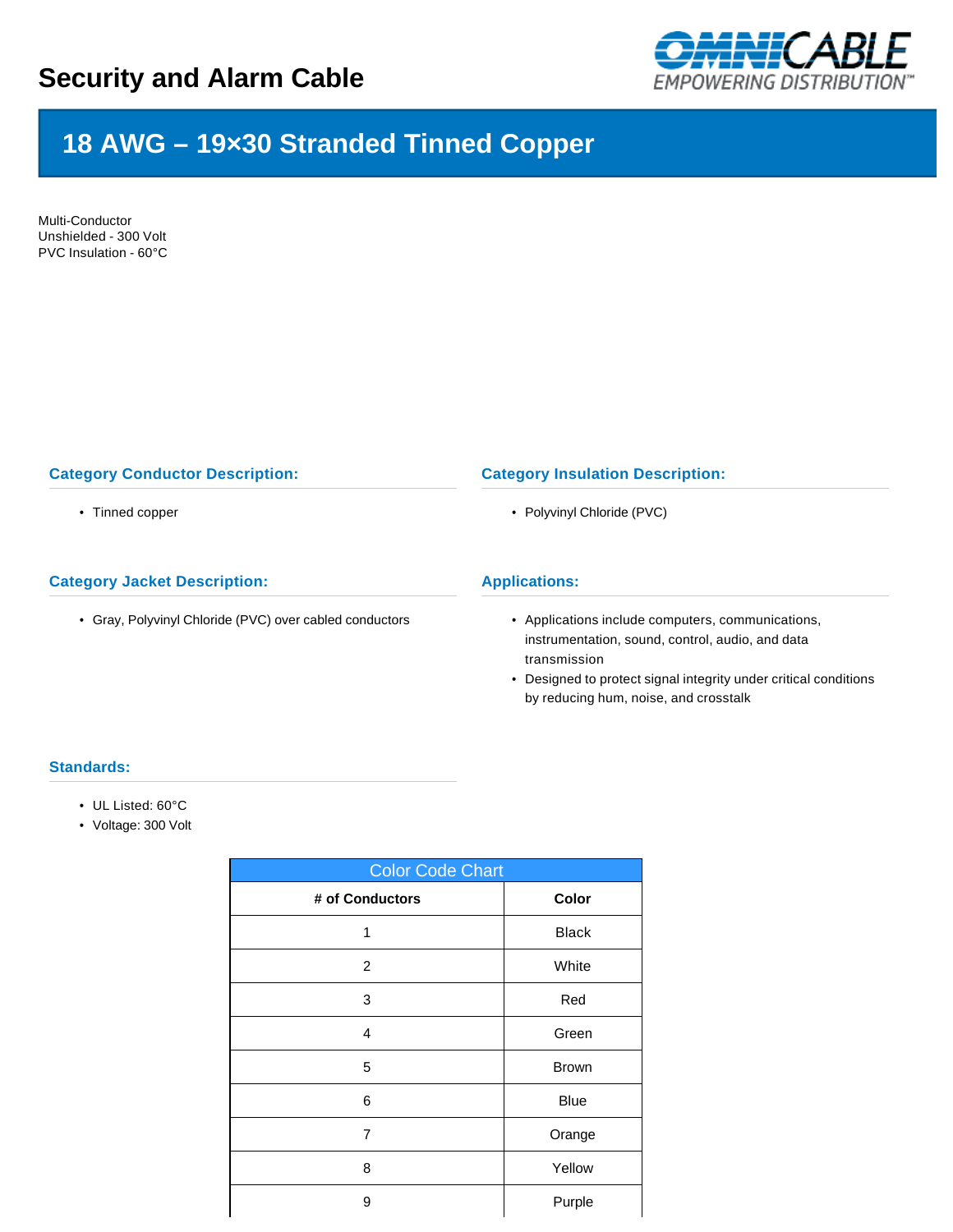# Security and Alarm Cable

## 18 AWG – 19×30 Stranded Tinned Copper

Multi-Conductor
Unshielded - 300 Volt
PVC Insulation - 60°C

### Category Conductor Description:

- Tinned copper

### Category Insulation Description:

- Polyvinyl Chloride (PVC)

### Category Jacket Description:

- Gray, Polyvinyl Chloride (PVC) over cabled conductors

### Applications:

- Applications include computers, communications, instrumentation, sound, control, audio, and data transmission
- Designed to protect signal integrity under critical conditions by reducing hum, noise, and crosstalk

### Standards:

- UL Listed: 60°C
- Voltage: 300 Volt

| Color Code Chart | |
|---|---|
| **# of Conductors** | **Color** |
| 1 | Black |
| 2 | White |
| 3 | Red |
| 4 | Green |
| 5 | Brown |
| 6 | Blue |
| 7 | Orange |
| 8 | Yellow |
| 9 | Purple |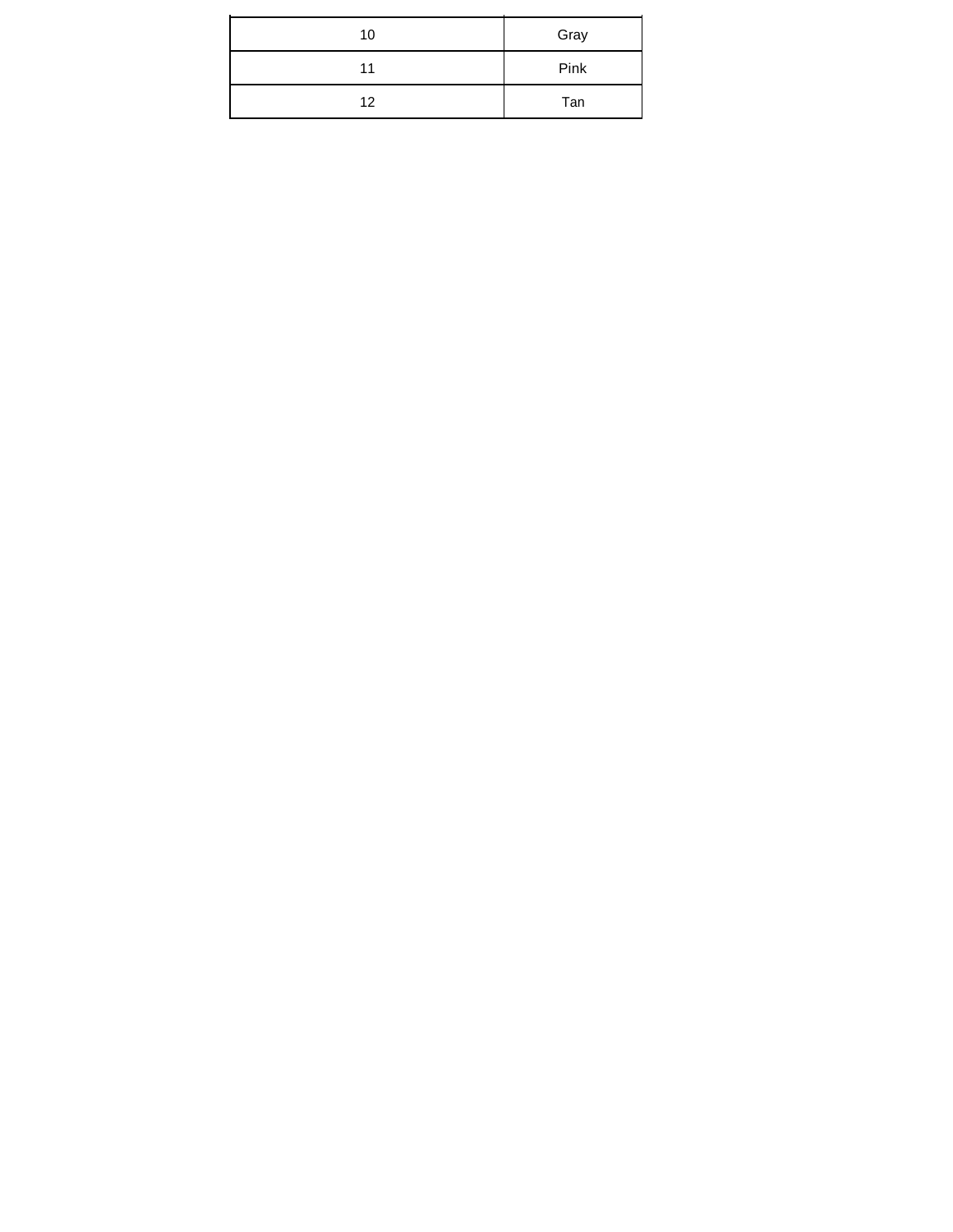| | |
|---|---|
| 10 | Gray |
| 11 | Pink |
| 12 | Tan |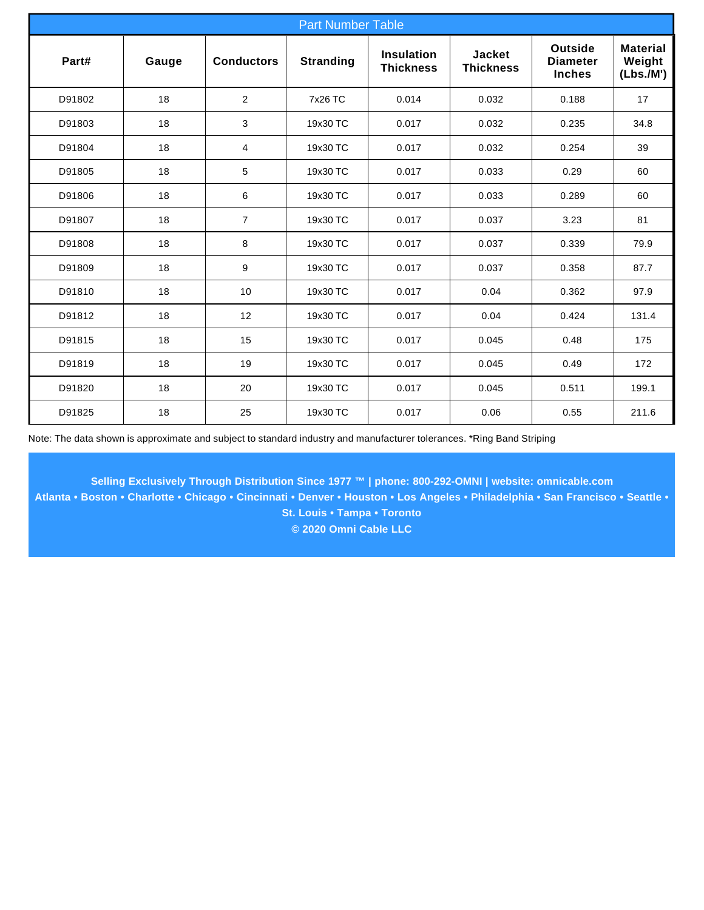## Part Number Table

| Part# | Gauge | Conductors | Stranding | Insulation Thickness | Jacket Thickness | Outside Diameter Inches | Material Weight (Lbs./M') |
|---|---|---|---|---|---|---|---|
| D91802 | 18 | 2 | 7x26 TC | 0.014 | 0.032 | 0.188 | 17 |
| D91803 | 18 | 3 | 19x30 TC | 0.017 | 0.032 | 0.235 | 34.8 |
| D91804 | 18 | 4 | 19x30 TC | 0.017 | 0.032 | 0.254 | 39 |
| D91805 | 18 | 5 | 19x30 TC | 0.017 | 0.033 | 0.29 | 60 |
| D91806 | 18 | 6 | 19x30 TC | 0.017 | 0.033 | 0.289 | 60 |
| D91807 | 18 | 7 | 19x30 TC | 0.017 | 0.037 | 3.23 | 81 |
| D91808 | 18 | 8 | 19x30 TC | 0.017 | 0.037 | 0.339 | 79.9 |
| D91809 | 18 | 9 | 19x30 TC | 0.017 | 0.037 | 0.358 | 87.7 |
| D91810 | 18 | 10 | 19x30 TC | 0.017 | 0.04 | 0.362 | 97.9 |
| D91812 | 18 | 12 | 19x30 TC | 0.017 | 0.04 | 0.424 | 131.4 |
| D91815 | 18 | 15 | 19x30 TC | 0.017 | 0.045 | 0.48 | 175 |
| D91819 | 18 | 19 | 19x30 TC | 0.017 | 0.045 | 0.49 | 172 |
| D91820 | 18 | 20 | 19x30 TC | 0.017 | 0.045 | 0.511 | 199.1 |
| D91825 | 18 | 25 | 19x30 TC | 0.017 | 0.06 | 0.55 | 211.6 |

Note: The data shown is approximate and subject to standard industry and manufacturer tolerances. *Ring Band Striping

**Selling Exclusively Through Distribution Since 1977 ™ | phone: 800-292-OMNI | website: omnicable.com**
**Atlanta • Boston • Charlotte • Chicago • Cincinnati • Denver • Houston • Los Angeles • Philadelphia • San Francisco • Seattle • St. Louis • Tampa • Toronto**
**© 2020 Omni Cable LLC**